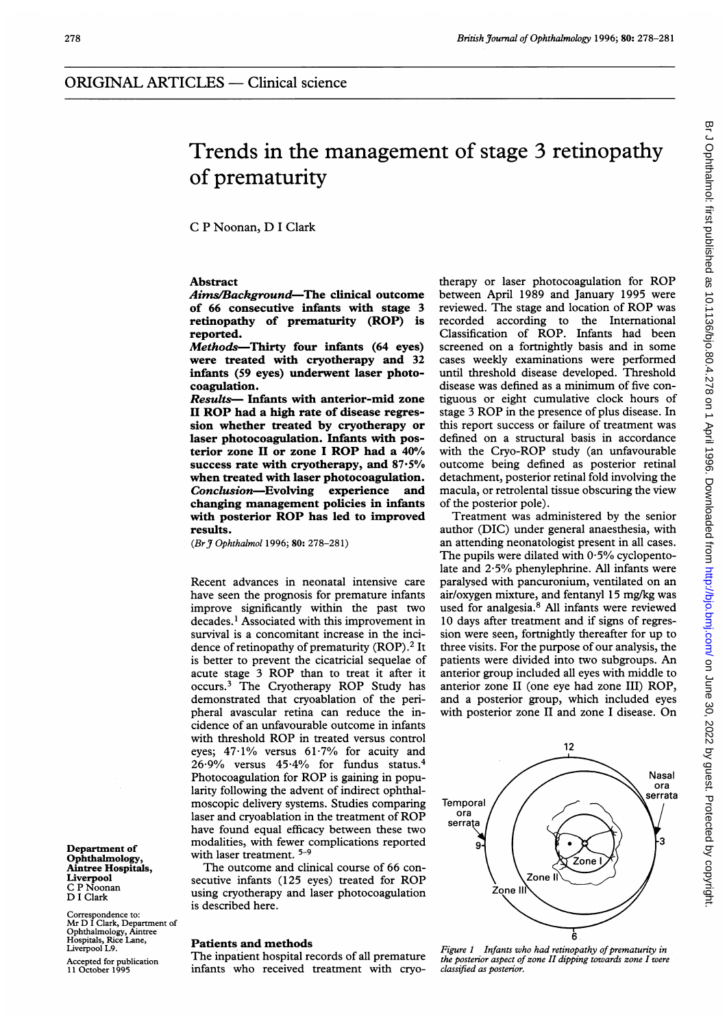## ORIGINAL ARTICLES — Clinical science

# Trends in the management of stage 3 retinopathy of prematurity

C P Noonan, D I Clark

Department of Ophthalmology, Aintree Hospitals, Liverpool
C P Noonan
D I Clark

Correspondence to: Mr D I Clark, Department of Ophthalmology, Aintree Hospitals, Rice Lane, Liverpool L9.

Accepted for publication 11 October 1995

## Abstract

***Aims/Background*—The clinical outcome of 66 consecutive infants with stage 3 retinopathy of prematurity (ROP) is reported.**

***Methods*—Thirty four infants (64 eyes) were treated with cryotherapy and 32 infants (59 eyes) underwent laser photocoagulation.**

***Results*— Infants with anterior-mid zone II ROP had a high rate of disease regression whether treated by cryotherapy or laser photocoagulation. Infants with posterior zone II or zone I ROP had a 40% success rate with cryotherapy, and 87·5% when treated with laser photocoagulation.**

***Conclusion*—Evolving experience and changing management policies in infants with posterior ROP has led to improved results.**

(*Br J Ophthalmol* 1996; **80**: 278–281)

Recent advances in neonatal intensive care have seen the prognosis for premature infants improve significantly within the past two decades.[1] Associated with this improvement in survival is a concomitant increase in the incidence of retinopathy of prematurity (ROP).[2] It is better to prevent the cicatricial sequelae of acute stage 3 ROP than to treat it after it occurs.[3] The Cryotherapy ROP Study has demonstrated that cryoablation of the peripheral avascular retina can reduce the incidence of an unfavourable outcome in infants with threshold ROP in treated versus control eyes; 47·1% versus 61·7% for acuity and 26·9% versus 45·4% for fundus status.[4] Photocoagulation for ROP is gaining in popularity following the advent of indirect ophthalmoscopic delivery systems. Studies comparing laser and cryoablation in the treatment of ROP have found equal efficacy between these two modalities, with fewer complications reported with laser treatment.[5–9]

The outcome and clinical course of 66 consecutive infants (125 eyes) treated for ROP using cryotherapy and laser photocoagulation is described here.

## Patients and methods

The inpatient hospital records of all premature infants who received treatment with cryotherapy or laser photocoagulation for ROP between April 1989 and January 1995 were reviewed. The stage and location of ROP was recorded according to the International Classification of ROP. Infants had been screened on a fortnightly basis and in some cases weekly examinations were performed until threshold disease developed. Threshold disease was defined as a minimum of five contiguous or eight cumulative clock hours of stage 3 ROP in the presence of plus disease. In this report success or failure of treatment was defined on a structural basis in accordance with the Cryo-ROP study (an unfavourable outcome being defined as posterior retinal detachment, posterior retinal fold involving the macula, or retrolental tissue obscuring the view of the posterior pole).

Treatment was administered by the senior author (DIC) under general anaesthesia, with an attending neonatologist present in all cases. The pupils were dilated with 0·5% cyclopentolate and 2·5% phenylephrine. All infants were paralysed with pancuronium, ventilated on an air/oxygen mixture, and fentanyl 15 mg/kg was used for analgesia.[8] All infants were reviewed 10 days after treatment and if signs of regression were seen, fortnightly thereafter for up to three visits. For the purpose of our analysis, the patients were divided into two subgroups. An anterior group included all eyes with middle to anterior zone II (one eye had zone III) ROP, and a posterior group, which included eyes with posterior zone II and zone I disease. On

*Figure 1 Infants who had retinopathy of prematurity in the posterior aspect of zone II dipping towards zone I were classified as posterior.*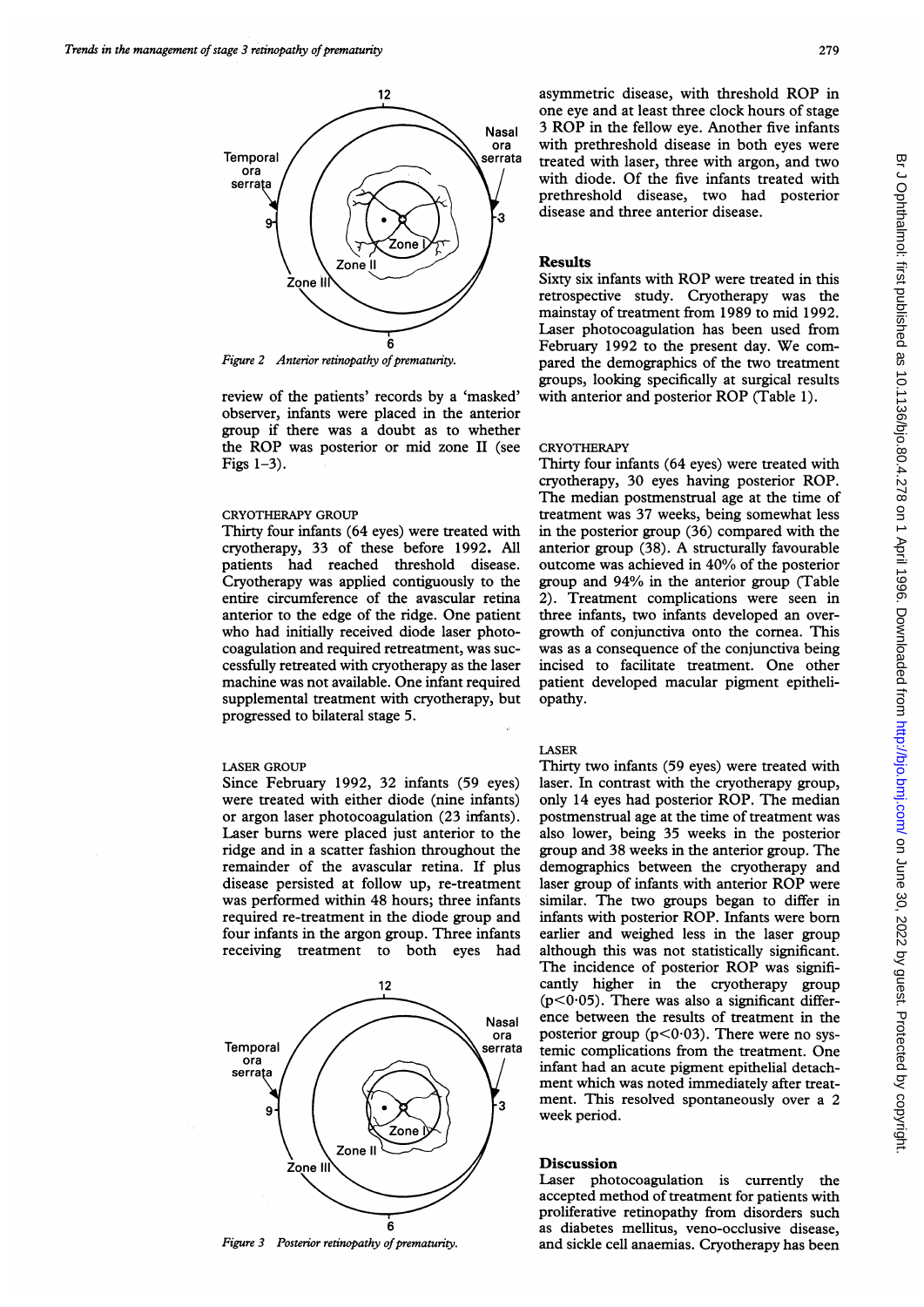Figure 2 Anterior retinopathy of prematurity.

review of the patients' records by a 'masked' observer, infants were placed in the anterior group if there was a doubt as to whether the ROP was posterior or mid zone II (see Figs 1–3).

### CRYOTHERAPY GROUP

Thirty four infants (64 eyes) were treated with cryotherapy, 33 of these before 1992. All patients had reached threshold disease. Cryotherapy was applied contiguously to the entire circumference of the avascular retina anterior to the edge of the ridge. One patient who had initially received diode laser photocoagulation and required retreatment, was successfully retreated with cryotherapy as the laser machine was not available. One infant required supplemental treatment with cryotherapy, but progressed to bilateral stage 5.

### LASER GROUP

Since February 1992, 32 infants (59 eyes) were treated with either diode (nine infants) or argon laser photocoagulation (23 infants). Laser burns were placed just anterior to the ridge and in a scatter fashion throughout the remainder of the avascular retina. If plus disease persisted at follow up, re-treatment was performed within 48 hours; three infants required re-treatment in the diode group and four infants in the argon group. Three infants receiving treatment to both eyes had asymmetric disease, with threshold ROP in one eye and at least three clock hours of stage 3 ROP in the fellow eye. Another five infants with prethreshold disease in both eyes were treated with laser, three with argon, and two with diode. Of the five infants treated with prethreshold disease, two had posterior disease and three anterior disease.

Figure 3 Posterior retinopathy of prematurity.

## Results

Sixty six infants with ROP were treated in this retrospective study. Cryotherapy was the mainstay of treatment from 1989 to mid 1992. Laser photocoagulation has been used from February 1992 to the present day. We compared the demographics of the two treatment groups, looking specifically at surgical results with anterior and posterior ROP (Table 1).

### CRYOTHERAPY

Thirty four infants (64 eyes) were treated with cryotherapy, 30 eyes having posterior ROP. The median postmenstrual age at the time of treatment was 37 weeks, being somewhat less in the posterior group (36) compared with the anterior group (38). A structurally favourable outcome was achieved in 40% of the posterior group and 94% in the anterior group (Table 2). Treatment complications were seen in three infants, two infants developed an overgrowth of conjunctiva onto the cornea. This was as a consequence of the conjunctiva being incised to facilitate treatment. One other patient developed macular pigment epitheliopathy.

### LASER

Thirty two infants (59 eyes) were treated with laser. In contrast with the cryotherapy group, only 14 eyes had posterior ROP. The median postmenstrual age at the time of treatment was also lower, being 35 weeks in the posterior group and 38 weeks in the anterior group. The demographics between the cryotherapy and laser group of infants with anterior ROP were similar. The two groups began to differ in infants with posterior ROP. Infants were born earlier and weighed less in the laser group although this was not statistically significant. The incidence of posterior ROP was significantly higher in the cryotherapy group ($p<0.05$). There was also a significant difference between the results of treatment in the posterior group ($p<0.03$). There were no systemic complications from the treatment. One infant had an acute pigment epithelial detachment which was noted immediately after treatment. This resolved spontaneously over a 2 week period.

## Discussion

Laser photocoagulation is currently the accepted method of treatment for patients with proliferative retinopathy from disorders such as diabetes mellitus, veno-occlusive disease, and sickle cell anaemias. Cryotherapy has been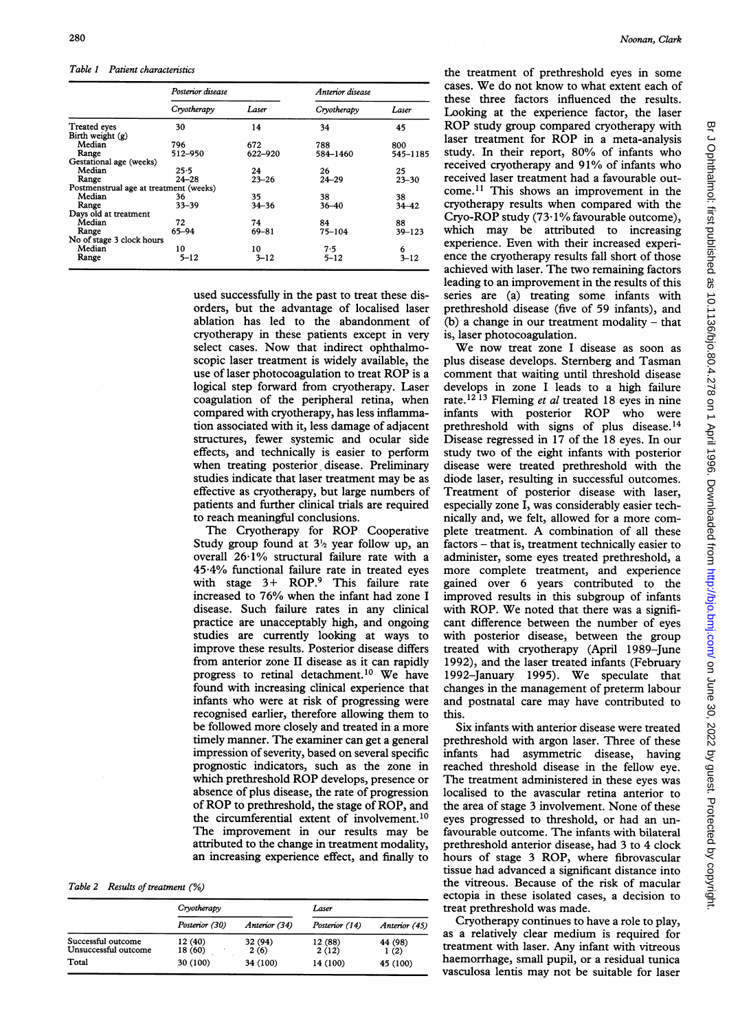Table 1 Patient characteristics

| | Posterior disease | | Anterior disease | |
|---|---|---|---|---|
| | Cryotherapy | Laser | Cryotherapy | Laser |
| Treated eyes | 30 | 14 | 34 | 45 |
| Birth weight (g) | | | | |
| Median | 796 | 672 | 788 | 800 |
| Range | 512–950 | 622–920 | 584–1460 | 545–1185 |
| Gestational age (weeks) | | | | |
| Median | 25·5 | 24 | 26 | 25 |
| Range | 24–28 | 23–26 | 24–29 | 23–30 |
| Postmenstrual age at treatment (weeks) | | | | |
| Median | 36 | 35 | 38 | 38 |
| Range | 33–39 | 34–36 | 36–40 | 34–42 |
| Days old at treatment | | | | |
| Median | 72 | 74 | 84 | 88 |
| Range | 65–94 | 69–81 | 75–104 | 39–123 |
| No of stage 3 clock hours | | | | |
| Median | 10 | 10 | 7·5 | 6 |
| Range | 5–12 | 3–12 | 5–12 | 3–12 |

used successfully in the past to treat these disorders, but the advantage of localised laser ablation has led to the abandonment of cryotherapy in these patients except in very select cases. Now that indirect ophthalmoscopic laser treatment is widely available, the use of laser photocoagulation to treat ROP is a logical step forward from cryotherapy. Laser coagulation of the peripheral retina, when compared with cryotherapy, has less inflammation associated with it, less damage of adjacent structures, fewer systemic and ocular side effects, and technically is easier to perform when treating posterior disease. Preliminary studies indicate that laser treatment may be as effective as cryotherapy, but large numbers of patients and further clinical trials are required to reach meaningful conclusions.

The Cryotherapy for ROP Cooperative Study group found at 3½ year follow up, an overall 26·1% structural failure rate with a 45·4% functional failure rate in treated eyes with stage 3+ ROP.[9] This failure rate increased to 76% when the infant had zone I disease. Such failure rates in any clinical practice are unacceptably high, and ongoing studies are currently looking at ways to improve these results. Posterior disease differs from anterior zone II disease as it can rapidly progress to retinal detachment.[10] We have found with increasing clinical experience that infants who were at risk of progressing were recognised earlier, therefore allowing them to be followed more closely and treated in a more timely manner. The examiner can get a general impression of severity, based on several specific prognostic indicators, such as the zone in which prethreshold ROP develops, presence or absence of plus disease, the rate of progression of ROP to prethreshold, the stage of ROP, and the circumferential extent of involvement.[10] The improvement in our results may be attributed to the change in treatment modality, an increasing experience effect, and finally to

Table 2 Results of treatment (%)

| | Cryotherapy | | Laser | |
|---|---|---|---|---|
| | Posterior (30) | Anterior (34) | Posterior (14) | Anterior (45) |
| Successful outcome | 12 (40) | 32 (94) | 12 (88) | 44 (98) |
| Unsuccessful outcome | 18 (60) | 2 (6) | 2 (12) | 1 (2) |
| Total | 30 (100) | 34 (100) | 14 (100) | 45 (100) |

the treatment of prethreshold eyes in some cases. We do not know to what extent each of these three factors influenced the results. Looking at the experience factor, the laser ROP study group compared cryotherapy with laser treatment for ROP in a meta-analysis study. In their report, 80% of infants who received cryotherapy and 91% of infants who received laser treatment had a favourable outcome.[11] This shows an improvement in the cryotherapy results when compared with the Cryo-ROP study (73·1% favourable outcome), which may be attributed to increasing experience. Even with their increased experience the cryotherapy results fall short of those achieved with laser. The two remaining factors leading to an improvement in the results of this series are (a) treating some infants with prethreshold disease (five of 59 infants), and (b) a change in our treatment modality – that is, laser photocoagulation.

We now treat zone I disease as soon as plus disease develops. Sternberg and Tasman comment that waiting until threshold disease develops in zone I leads to a high failure rate.[12,13] Fleming *et al* treated 18 eyes in nine infants with posterior ROP who were prethreshold with signs of plus disease.[14] Disease regressed in 17 of the 18 eyes. In our study two of the eight infants with posterior disease were treated prethreshold with the diode laser, resulting in successful outcomes. Treatment of posterior disease with laser, especially zone I, was considerably easier technically and, we felt, allowed for a more complete treatment. A combination of all these factors – that is, treatment technically easier to administer, some eyes treated prethreshold, a more complete treatment, and experience gained over 6 years contributed to the improved results in this subgroup of infants with ROP. We noted that there was a significant difference between the number of eyes with posterior disease, between the group treated with cryotherapy (April 1989–June 1992), and the laser treated infants (February 1992–January 1995). We speculate that changes in the management of preterm labour and postnatal care may have contributed to this.

Six infants with anterior disease were treated prethreshold with argon laser. Three of these infants had asymmetric disease, having reached threshold disease in the fellow eye. The treatment administered in these eyes was localised to the avascular retina anterior to the area of stage 3 involvement. None of these eyes progressed to threshold, or had an unfavourable outcome. The infants with bilateral prethreshold anterior disease, had 3 to 4 clock hours of stage 3 ROP, where fibrovascular tissue had advanced a significant distance into the vitreous. Because of the risk of macular ectopia in these isolated cases, a decision to treat prethreshold was made.

Cryotherapy continues to have a role to play, as a relatively clear medium is required for treatment with laser. Any infant with vitreous haemorrhage, small pupil, or a residual tunica vasculosa lentis may not be suitable for laser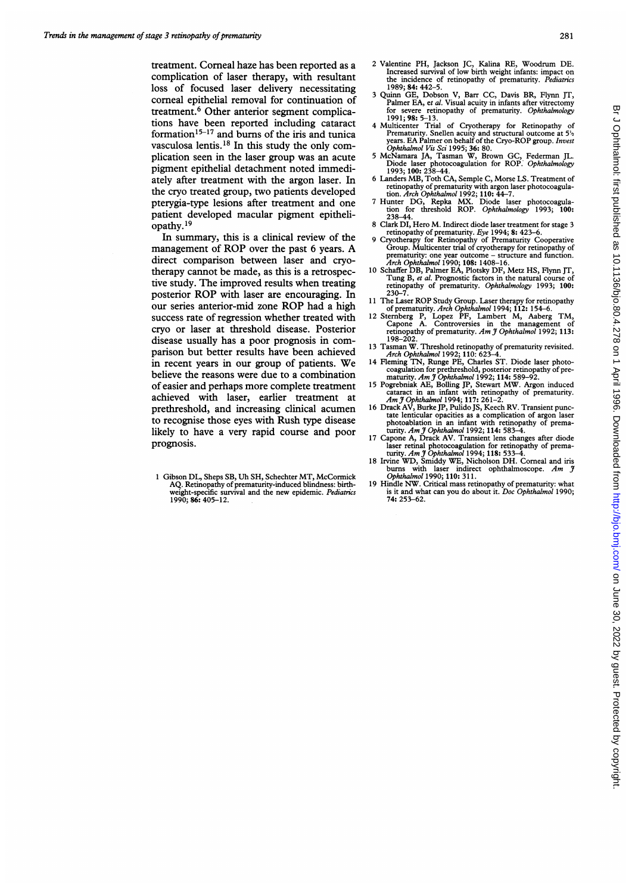treatment. Corneal haze has been reported as a complication of laser therapy, with resultant loss of focused laser delivery necessitating corneal epithelial removal for continuation of treatment.[6] Other anterior segment complications have been reported including cataract formation[15–17] and burns of the iris and tunica vasculosa lentis.[18] In this study the only complication seen in the laser group was an acute pigment epithelial detachment noted immediately after treatment with the argon laser. In the cryo treated group, two patients developed pterygia-type lesions after treatment and one patient developed macular pigment epitheliopathy.[19]

In summary, this is a clinical review of the management of ROP over the past 6 years. A direct comparison between laser and cryotherapy cannot be made, as this is a retrospective study. The improved results when treating posterior ROP with laser are encouraging. In our series anterior-mid zone ROP had a high success rate of regression whether treated with cryo or laser at threshold disease. Posterior disease usually has a poor prognosis in comparison but better results have been achieved in recent years in our group of patients. We believe the reasons were due to a combination of easier and perhaps more complete treatment achieved with laser, earlier treatment at prethreshold, and increasing clinical acumen to recognise those eyes with Rush type disease likely to have a very rapid course and poor prognosis.

1. Gibson DL, Sheps SB, Uh SH, Schechter MT, McCormick AQ. Retinopathy of prematurity-induced blindness: birth-weight-specific survival and the new epidemic. *Pediatrics* 1990; **86:** 405–12.
2. Valentine PH, Jackson JC, Kalina RE, Woodrum DE. Increased survival of low birth weight infants: impact on the incidence of retinopathy of prematurity. *Pediatrics* 1989; **84:** 442–5.
3. Quinn GE, Dobson V, Barr CC, Davis BR, Flynn JT, Palmer EA, *et al*. Visual acuity in infants after vitrectomy for severe retinopathy of prematurity. *Ophthalmology* 1991; **98:** 5–13.
4. Multicenter Trial of Cryotherapy for Retinopathy of Prematurity. Snellen acuity and structural outcome at 5½ years. EA Palmer on behalf of the Cryo-ROP group. *Invest Ophthalmol Vis Sci* 1995; **36:** 80.
5. McNamara JA, Tasman W, Brown GC, Federman JL. Diode laser photocoagulation for ROP. *Ophthalmology* 1993; **100:** 238–44.
6. Landers MB, Toth CA, Semple C, Morse LS. Treatment of retinopathy of prematurity with argon laser photocoagulation. *Arch Ophthalmol* 1992; **110:** 44–7.
7. Hunter DG, Repka MX. Diode laser photocoagulation for threshold ROP. *Ophthalmology* 1993; **100:** 238–44.
8. Clark DI, Hero M. Indirect diode laser treatment for stage 3 retinopathy of prematurity. *Eye* 1994; **8:** 423–6.
9. Cryotherapy for Retinopathy of Prematurity Cooperative Group. Multicenter trial of cryotherapy for retinopathy of prematurity: one year outcome – structure and function. *Arch Ophthalmol* 1990; **108:** 1408–16.
10. Schaffer DB, Palmer EA, Plotsky DF, Metz HS, Flynn JT, Tung B, *et al*. Prognostic factors in the natural course of retinopathy of prematurity. *Ophthalmology* 1993; **100:** 230–7.
11. The Laser ROP Study Group. Laser therapy for retinopathy of prematurity. *Arch Ophthalmol* 1994; **112:** 154–6.
12. Sternberg P, Lopez PF, Lambert M, Aaberg TM, Capone A. Controversies in the management of retinopathy of prematurity. *Am J Ophthalmol* 1992; **113:** 198–202.
13. Tasman W. Threshold retinopathy of prematurity revisited. *Arch Ophthalmol* 1992; 110: 623–4.
14. Fleming TN, Runge PE, Charles ST. Diode laser photocoagulation for prethreshold, posterior retinopathy of prematurity. *Am J Ophthalmol* 1992; **114:** 589–92.
15. Pogrebniak AE, Bolling JP, Stewart MW. Argon induced cataract in an infant with retinopathy of prematurity. *Am J Ophthalmol* 1994; **117:** 261–2.
16. Drack AV, Burke JP, Pulido JS, Keech RV. Transient punctate lenticular opacities as a complication of argon laser photoablation in an infant with retinopathy of prematurity. *Am J Ophthalmol* 1992; **114:** 583–4.
17. Capone A, Drack AV. Transient lens changes after diode laser retinal photocoagulation for retinopathy of prematurity. *Am J Ophthalmol* 1994; **118:** 533–4.
18. Irvine WD, Smiddy WE, Nicholson DH. Corneal and iris burns with laser indirect ophthalmoscope. *Am J Ophthalmol* 1990; **110:** 311.
19. Hindle NW. Critical mass retinopathy of prematurity: what is it and what can you do about it. *Doc Ophthalmol* 1990; **74:** 253–62.